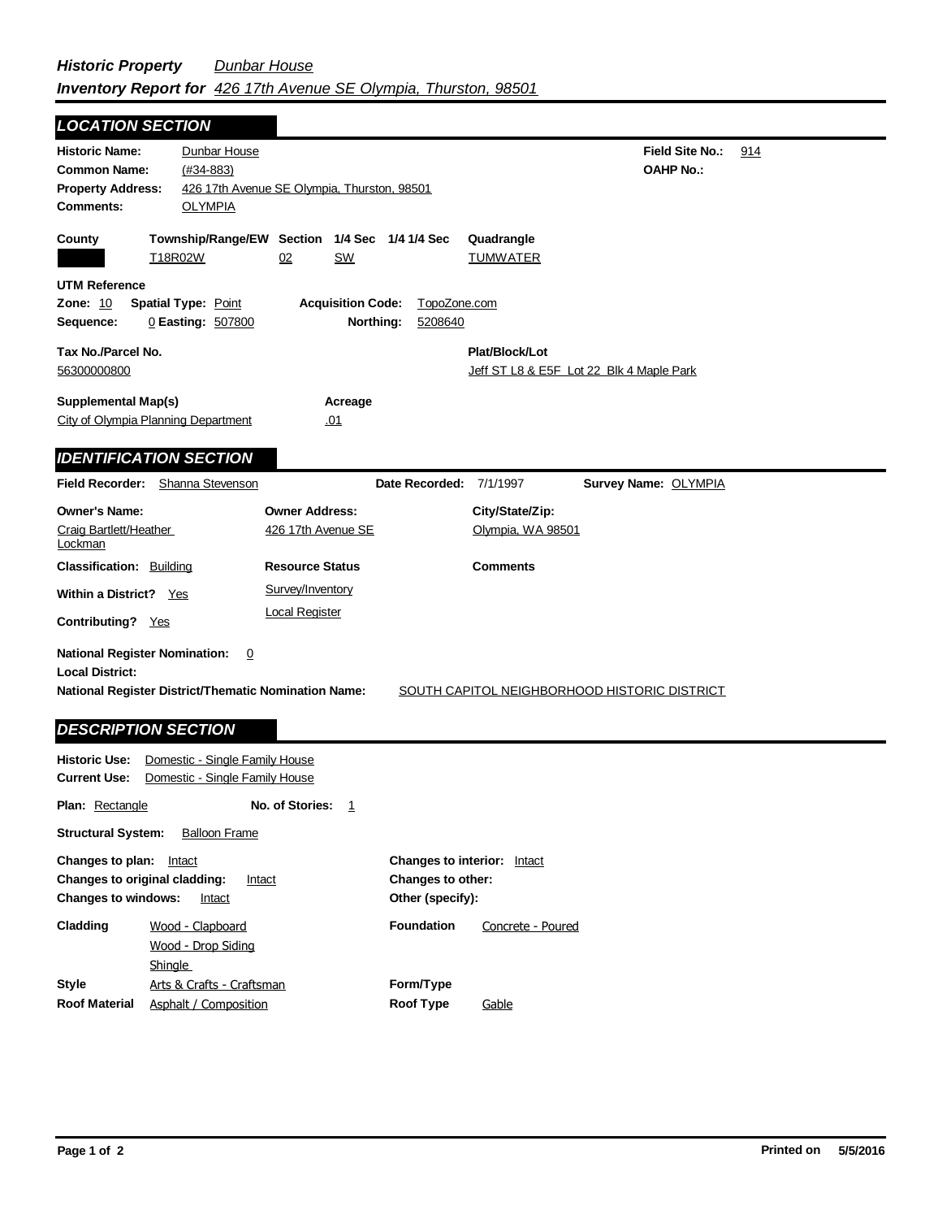# *Historic Property Inventory Report for* *426 17th Avenue SE Olympia, Thurston, 98501*

*Dunbar House*

## LOCATION SECTION

**Historic Name:** Dunbar House
**Common Name:** (#34-883)
**Property Address:** 426 17th Avenue SE Olympia, Thurston, 98501
**Comments:** OLYMPIA

**Field Site No.:** 914
**OAHP No.:**

| County | Township/Range/EW | Section | 1/4 Sec | 1/4 1/4 Sec | Quadrangle |
|---|---|---|---|---|---|
| | T18R02W | 02 | SW | | TUMWATER |

**UTM Reference**
**Zone:** 10 **Spatial Type:** Point **Acquisition Code:** TopoZone.com
**Sequence:** 0 **Easting:** 507800 **Northing:** 5208640

**Tax No./Parcel No.**
56300000800

**Plat/Block/Lot**
Jeff ST L8 & E5F Lot 22 Blk 4 Maple Park

**Supplemental Map(s)**
City of Olympia Planning Department

**Acreage**
.01

## IDENTIFICATION SECTION

**Field Recorder:** Shanna Stevenson **Date Recorded:** 7/1/1997 **Survey Name:** OLYMPIA

| Owner's Name: | Owner Address: | City/State/Zip: |
|---|---|---|
| Craig Bartlett/Heather Lockman | 426 17th Avenue SE | Olympia, WA 98501 |

**Classification:** Building
**Within a District?** Yes
**Contributing?** Yes

**Resource Status**
Survey/Inventory
Local Register

**Comments**

**National Register Nomination:** 0
**Local District:**
**National Register District/Thematic Nomination Name:** SOUTH CAPITOL NEIGHBORHOOD HISTORIC DISTRICT

## DESCRIPTION SECTION

**Historic Use:** Domestic - Single Family House
**Current Use:** Domestic - Single Family House

**Plan:** Rectangle **No. of Stories:** 1

**Structural System:** Balloon Frame

**Changes to plan:** Intact
**Changes to original cladding:** Intact
**Changes to windows:** Intact
**Changes to interior:** Intact
**Changes to other:**
**Other (specify):**

**Cladding**
Wood - Clapboard
Wood - Drop Siding
Shingle

**Foundation** Concrete - Poured

**Style** Arts & Crafts - Craftsman
**Form/Type**
**Roof Material** Asphalt / Composition
**Roof Type** Gable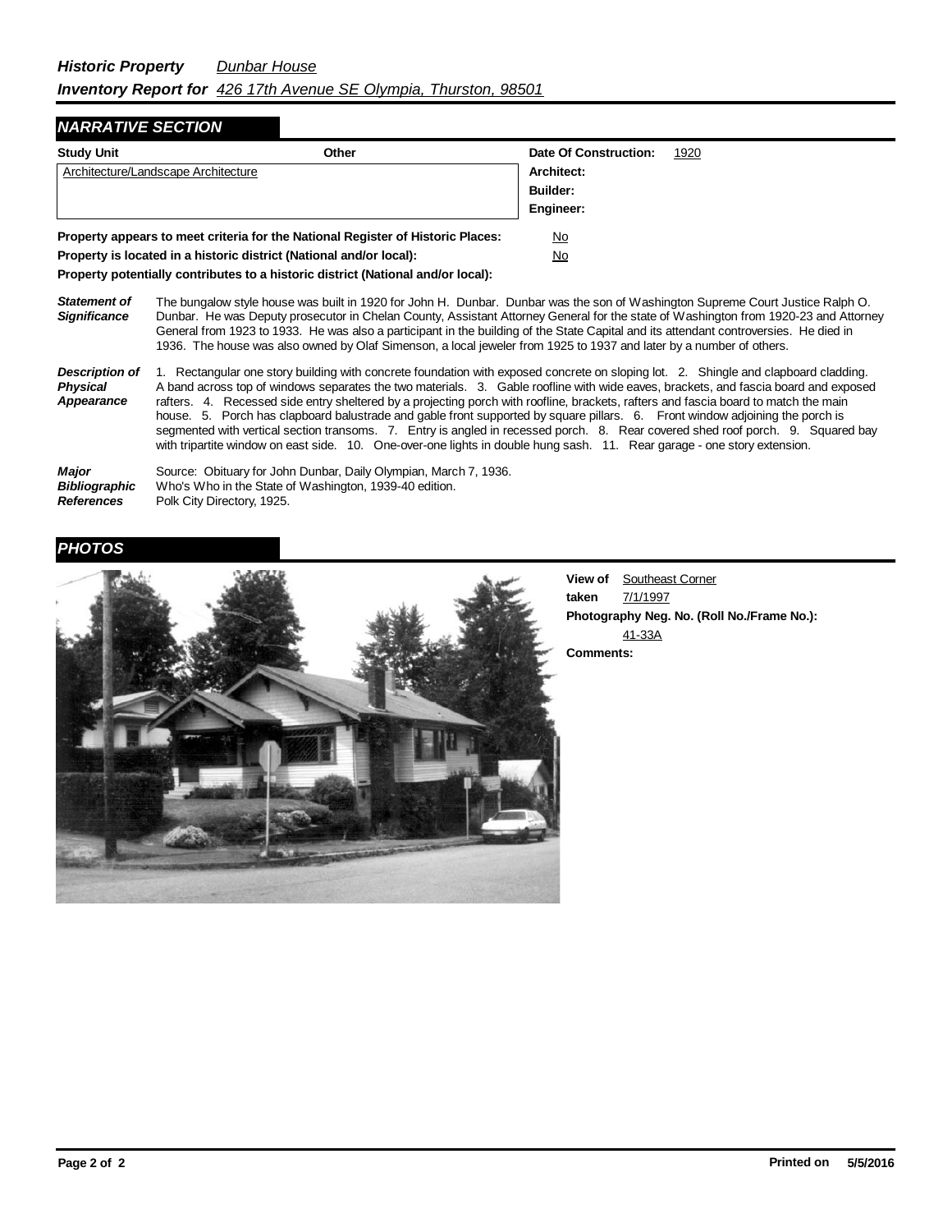***Historic Property*** *Dunbar House*

***Inventory Report for*** *426 17th Avenue SE Olympia, Thurston, 98501*

## *NARRATIVE SECTION*

| **Study Unit** | **Other** | **Date Of Construction:** | 1920 |
|---|---|---|---|
| Architecture/Landscape Architecture | | **Architect:** | |
| | | **Builder:** | |
| | | **Engineer:** | |

**Property appears to meet criteria for the National Register of Historic Places:** No

**Property is located in a historic district (National and/or local):** No

**Property potentially contributes to a historic district (National and/or local):**

***Statement of Significance***

The bungalow style house was built in 1920 for John H. Dunbar. Dunbar was the son of Washington Supreme Court Justice Ralph O. Dunbar. He was Deputy prosecutor in Chelan County, Assistant Attorney General for the state of Washington from 1920-23 and Attorney General from 1923 to 1933. He was also a participant in the building of the State Capital and its attendant controversies. He died in 1936. The house was also owned by Olaf Simenson, a local jeweler from 1925 to 1937 and later by a number of others.

***Description of Physical Appearance***

1. Rectangular one story building with concrete foundation with exposed concrete on sloping lot. 2. Shingle and clapboard cladding. A band across top of windows separates the two materials. 3. Gable roofline with wide eaves, brackets, and fascia board and exposed rafters. 4. Recessed side entry sheltered by a projecting porch with roofline, brackets, rafters and fascia board to match the main house. 5. Porch has clapboard balustrade and gable front supported by square pillars. 6. Front window adjoining the porch is segmented with vertical section transoms. 7. Entry is angled in recessed porch. 8. Rear covered shed roof porch. 9. Squared bay with tripartite window on east side. 10. One-over-one lights in double hung sash. 11. Rear garage - one story extension.

***Major Bibliographic References***

Source: Obituary for John Dunbar, Daily Olympian, March 7, 1936.
Who's Who in the State of Washington, 1939-40 edition.
Polk City Directory, 1925.

## *PHOTOS*

**View of** Southeast Corner

**taken** 7/1/1997

**Photography Neg. No. (Roll No./Frame No.):** 41-33A

**Comments:**

**Printed on 5/5/2016**